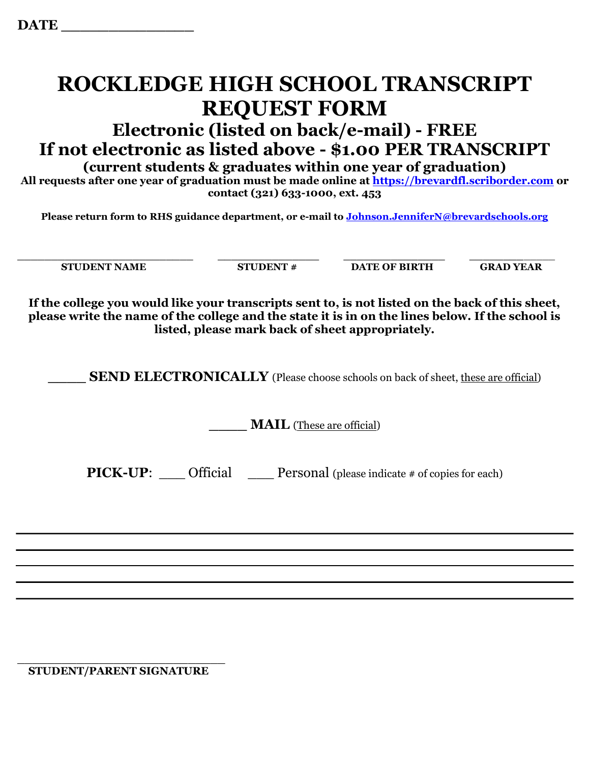**DATE ________________**

# ROCKLEDGE HIGH SCHOOL TRANSCRIPT REQUEST FORM

## Electronic (listed on back/e-mail) - FREE

## If not electronic as listed above - $1.00 PER TRANSCRIPT

### (current students & graduates within one year of graduation)

**All requests after one year of graduation must be made online at [https://brevardfl.scriborder.com](https://brevardfl.scriborder.com) or contact (321) 633-1000, ext. 453**

**Please return form to RHS guidance department, or e-mail to [Johnson.JenniferN@brevardschools.org](mailto:Johnson.JenniferN@brevardschools.org)**

| ___________________________ | _______________ | _______________ | _____________ |
|---|---|---|---|
| **STUDENT NAME** | **STUDENT #** | **DATE OF BIRTH** | **GRAD YEAR** |

**If the college you would like your transcripts sent to, is not listed on the back of this sheet, please write the name of the college and the state it is in on the lines below. If the school is listed, please mark back of sheet appropriately.**

_____ **SEND ELECTRONICALLY** (Please choose schools on back of sheet, these are official)

_____ **MAIL** (These are official)

**PICK-UP**: ___ Official ___ Personal (please indicate # of copies for each)

______________________________________________________________________________

______________________________________________________________________________

______________________________________________________________________________

______________________________________________________________________________

______________________________________________________________________________

_______________________________

**STUDENT/PARENT SIGNATURE**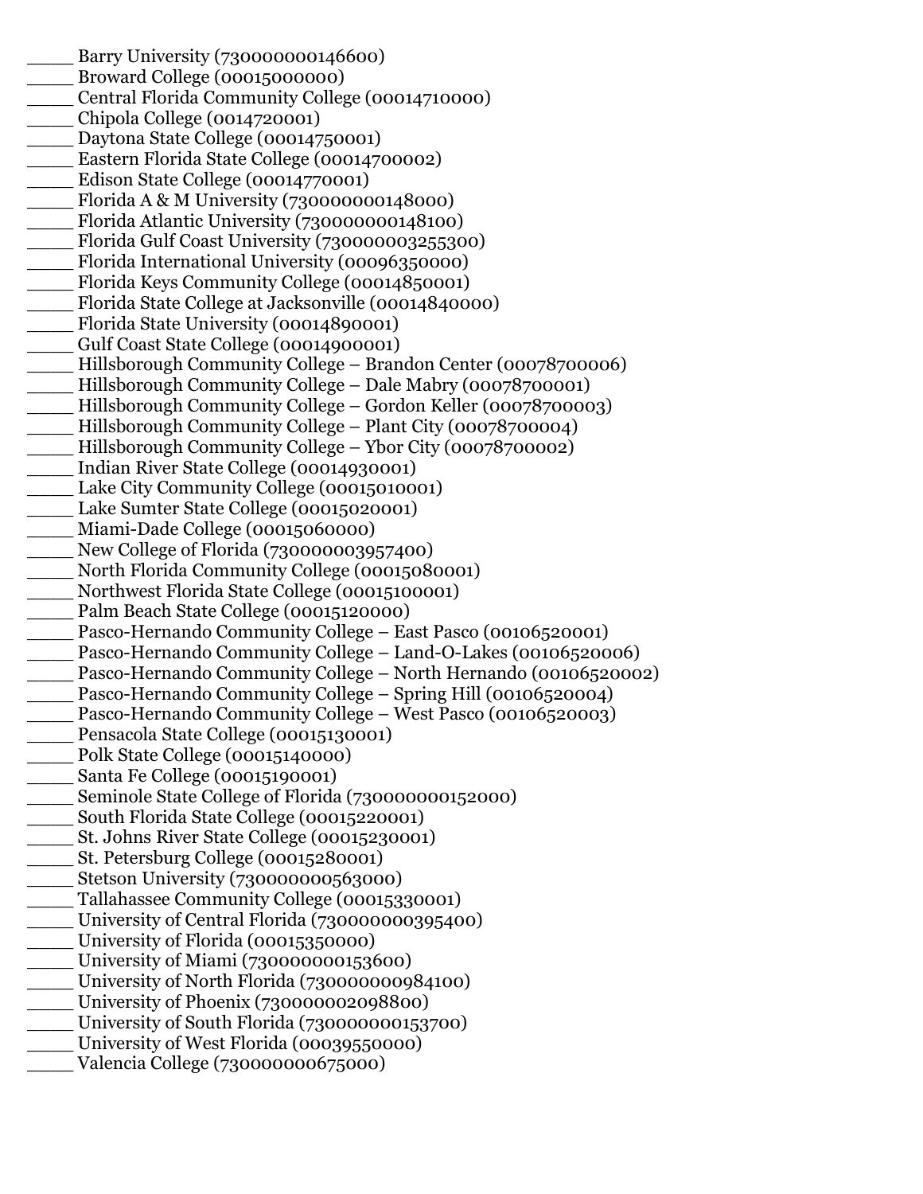_____ Barry University (730000000146600)
_____ Broward College (00015000000)
_____ Central Florida Community College (00014710000)
_____ Chipola College (0014720001)
_____ Daytona State College (00014750001)
_____ Eastern Florida State College (00014700002)
_____ Edison State College (00014770001)
_____ Florida A & M University (730000000148000)
_____ Florida Atlantic University (730000000148100)
_____ Florida Gulf Coast University (730000003255300)
_____ Florida International University (00096350000)
_____ Florida Keys Community College (00014850001)
_____ Florida State College at Jacksonville (00014840000)
_____ Florida State University (00014890001)
_____ Gulf Coast State College (00014900001)
_____ Hillsborough Community College – Brandon Center (00078700006)
_____ Hillsborough Community College – Dale Mabry (00078700001)
_____ Hillsborough Community College – Gordon Keller (00078700003)
_____ Hillsborough Community College – Plant City (00078700004)
_____ Hillsborough Community College – Ybor City (00078700002)
_____ Indian River State College (00014930001)
_____ Lake City Community College (00015010001)
_____ Lake Sumter State College (00015020001)
_____ Miami-Dade College (00015060000)
_____ New College of Florida (730000003957400)
_____ North Florida Community College (00015080001)
_____ Northwest Florida State College (00015100001)
_____ Palm Beach State College (00015120000)
_____ Pasco-Hernando Community College – East Pasco (00106520001)
_____ Pasco-Hernando Community College – Land-O-Lakes (00106520006)
_____ Pasco-Hernando Community College – North Hernando (00106520002)
_____ Pasco-Hernando Community College – Spring Hill (00106520004)
_____ Pasco-Hernando Community College – West Pasco (00106520003)
_____ Pensacola State College (00015130001)
_____ Polk State College (00015140000)
_____ Santa Fe College (00015190001)
_____ Seminole State College of Florida (730000000152000)
_____ South Florida State College (00015220001)
_____ St. Johns River State College (00015230001)
_____ St. Petersburg College (00015280001)
_____ Stetson University (730000000563000)
_____ Tallahassee Community College (00015330001)
_____ University of Central Florida (730000000395400)
_____ University of Florida (00015350000)
_____ University of Miami (730000000153600)
_____ University of North Florida (730000000984100)
_____ University of Phoenix (730000002098800)
_____ University of South Florida (730000000153700)
_____ University of West Florida (00039550000)
_____ Valencia College (730000000675000)